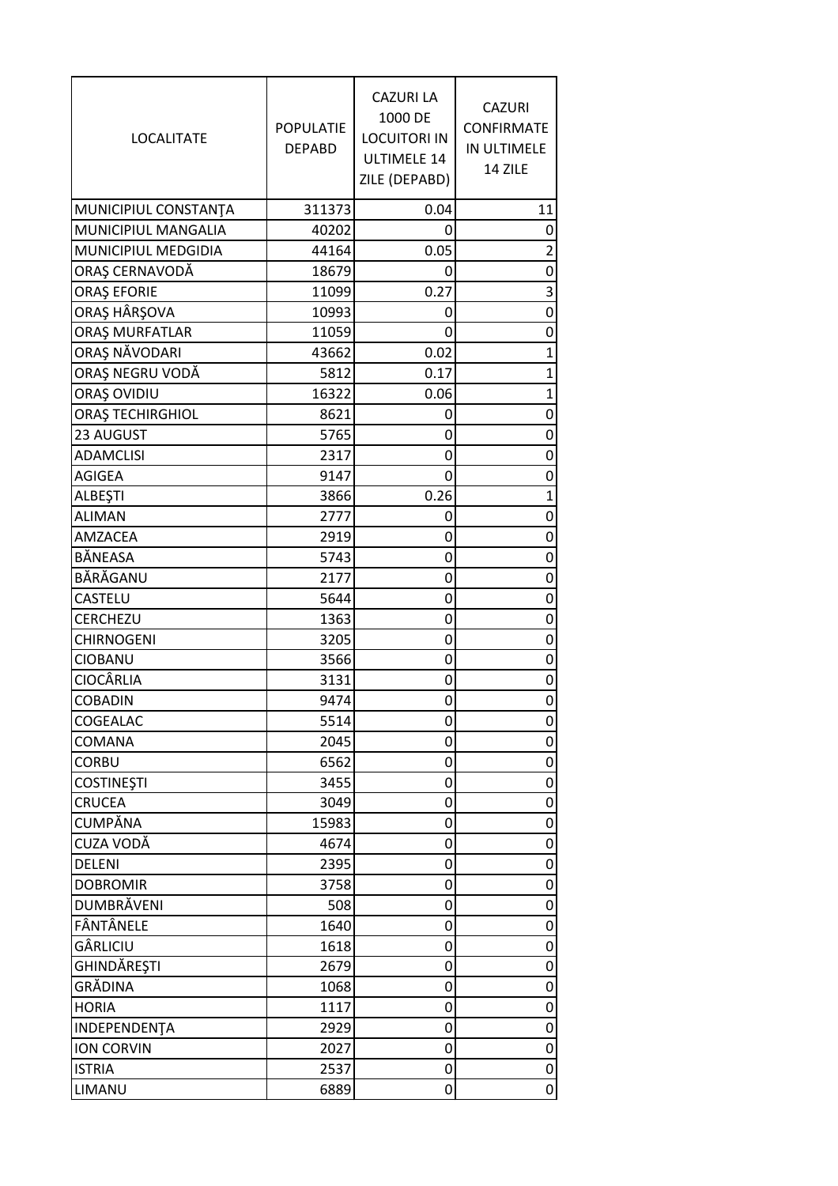| LOCALITATE | POPULATIE DEPABD | CAZURI LA 1000 DE LOCUITORI IN ULTIMELE 14 ZILE (DEPABD) | CAZURI CONFIRMATE IN ULTIMELE 14 ZILE |
|---|---|---|---|
| MUNICIPIUL CONSTANŢA | 311373 | 0.04 | 11 |
| MUNICIPIUL MANGALIA | 40202 | 0 | 0 |
| MUNICIPIUL MEDGIDIA | 44164 | 0.05 | 2 |
| ORAŞ CERNAVODĂ | 18679 | 0 | 0 |
| ORAŞ EFORIE | 11099 | 0.27 | 3 |
| ORAŞ HÂRŞOVA | 10993 | 0 | 0 |
| ORAŞ MURFATLAR | 11059 | 0 | 0 |
| ORAŞ NĂVODARI | 43662 | 0.02 | 1 |
| ORAŞ NEGRU VODĂ | 5812 | 0.17 | 1 |
| ORAŞ OVIDIU | 16322 | 0.06 | 1 |
| ORAŞ TECHIRGHIOL | 8621 | 0 | 0 |
| 23 AUGUST | 5765 | 0 | 0 |
| ADAMCLISI | 2317 | 0 | 0 |
| AGIGEA | 9147 | 0 | 0 |
| ALBEŞTI | 3866 | 0.26 | 1 |
| ALIMAN | 2777 | 0 | 0 |
| AMZACEA | 2919 | 0 | 0 |
| BĂNEASA | 5743 | 0 | 0 |
| BĂRĂGANU | 2177 | 0 | 0 |
| CASTELU | 5644 | 0 | 0 |
| CERCHEZU | 1363 | 0 | 0 |
| CHIRNOGENI | 3205 | 0 | 0 |
| CIOBANU | 3566 | 0 | 0 |
| CIOCÂRLIA | 3131 | 0 | 0 |
| COBADIN | 9474 | 0 | 0 |
| COGEALAC | 5514 | 0 | 0 |
| COMANA | 2045 | 0 | 0 |
| CORBU | 6562 | 0 | 0 |
| COSTINEŞTI | 3455 | 0 | 0 |
| CRUCEA | 3049 | 0 | 0 |
| CUMPĂNA | 15983 | 0 | 0 |
| CUZA VODĂ | 4674 | 0 | 0 |
| DELENI | 2395 | 0 | 0 |
| DOBROMIR | 3758 | 0 | 0 |
| DUMBRĂVENI | 508 | 0 | 0 |
| FÂNTÂNELE | 1640 | 0 | 0 |
| GÂRLICIU | 1618 | 0 | 0 |
| GHINDĂREŞTI | 2679 | 0 | 0 |
| GRĂDINA | 1068 | 0 | 0 |
| HORIA | 1117 | 0 | 0 |
| INDEPENDENŢA | 2929 | 0 | 0 |
| ION CORVIN | 2027 | 0 | 0 |
| ISTRIA | 2537 | 0 | 0 |
| LIMANU | 6889 | 0 | 0 |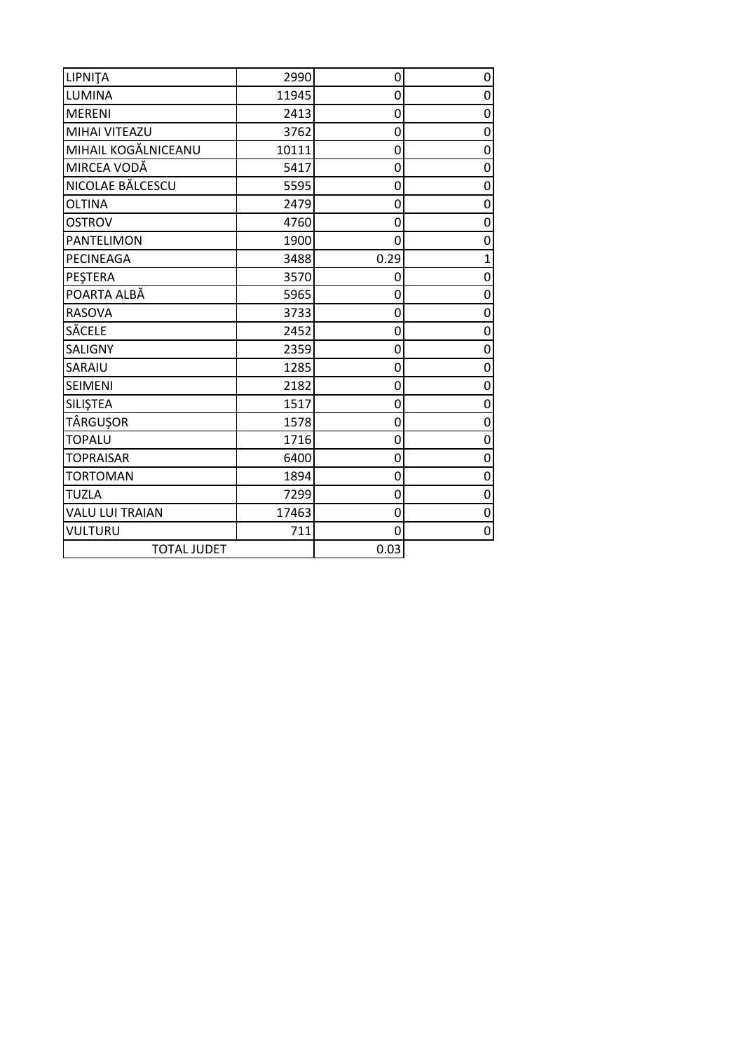| | | | |
|---|---|---|---|
| LIPNIŢA | 2990 | 0 | 0 |
| LUMINA | 11945 | 0 | 0 |
| MERENI | 2413 | 0 | 0 |
| MIHAI VITEAZU | 3762 | 0 | 0 |
| MIHAIL KOGĂLNICEANU | 10111 | 0 | 0 |
| MIRCEA VODĂ | 5417 | 0 | 0 |
| NICOLAE BĂLCESCU | 5595 | 0 | 0 |
| OLTINA | 2479 | 0 | 0 |
| OSTROV | 4760 | 0 | 0 |
| PANTELIMON | 1900 | 0 | 0 |
| PECINEAGA | 3488 | 0.29 | 1 |
| PEŞTERA | 3570 | 0 | 0 |
| POARTA ALBĂ | 5965 | 0 | 0 |
| RASOVA | 3733 | 0 | 0 |
| SĂCELE | 2452 | 0 | 0 |
| SALIGNY | 2359 | 0 | 0 |
| SARAIU | 1285 | 0 | 0 |
| SEIMENI | 2182 | 0 | 0 |
| SILIŞTEA | 1517 | 0 | 0 |
| TÂRGUŞOR | 1578 | 0 | 0 |
| TOPALU | 1716 | 0 | 0 |
| TOPRAISAR | 6400 | 0 | 0 |
| TORTOMAN | 1894 | 0 | 0 |
| TUZLA | 7299 | 0 | 0 |
| VALU LUI TRAIAN | 17463 | 0 | 0 |
| VULTURU | 711 | 0 | 0 |
| TOTAL JUDET | | 0.03 | |